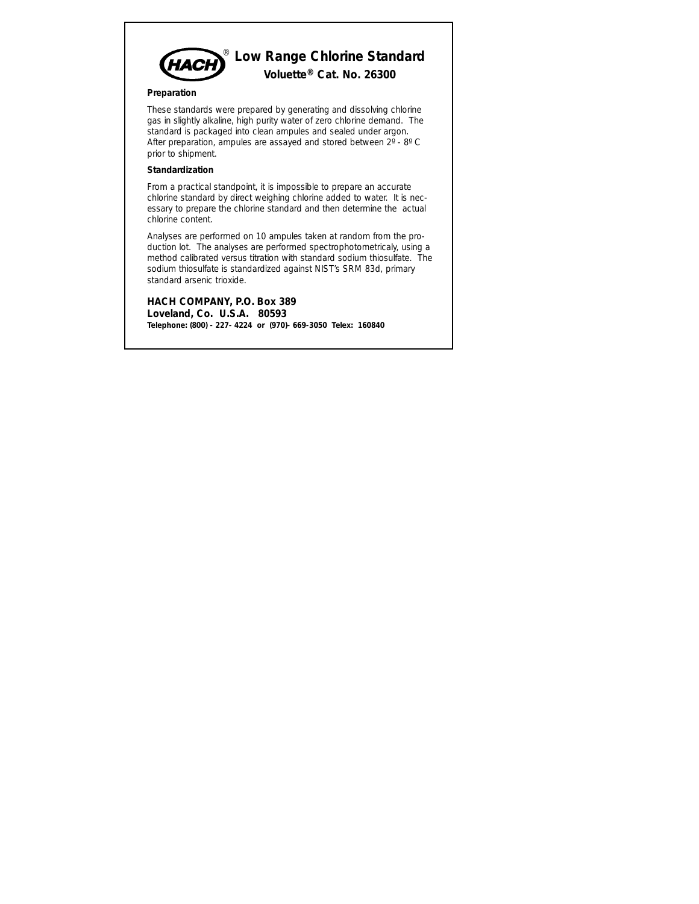# HACH® Low Range Chlorine Standard

## Voluette® Cat. No. 26300

**Preparation**

These standards were prepared by generating and dissolving chlorine gas in slightly alkaline, high purity water of zero chlorine demand. The standard is packaged into clean ampules and sealed under argon. After preparation, ampules are assayed and stored between 2º - 8º C prior to shipment.

**Standardization**

From a practical standpoint, it is impossible to prepare an accurate chlorine standard by direct weighing chlorine added to water. It is necessary to prepare the chlorine standard and then determine the actual chlorine content.

Analyses are performed on 10 ampules taken at random from the production lot. The analyses are performed spectrophotometricaly, using a method calibrated versus titration with standard sodium thiosulfate. The sodium thiosulfate is standardized against NIST's SRM 83d, primary standard arsenic trioxide.

**HACH COMPANY, P.O. Box 389**
**Loveland, Co. U.S.A. 80593**
**Telephone: (800) - 227- 4224 or (970)- 669-3050 Telex: 160840**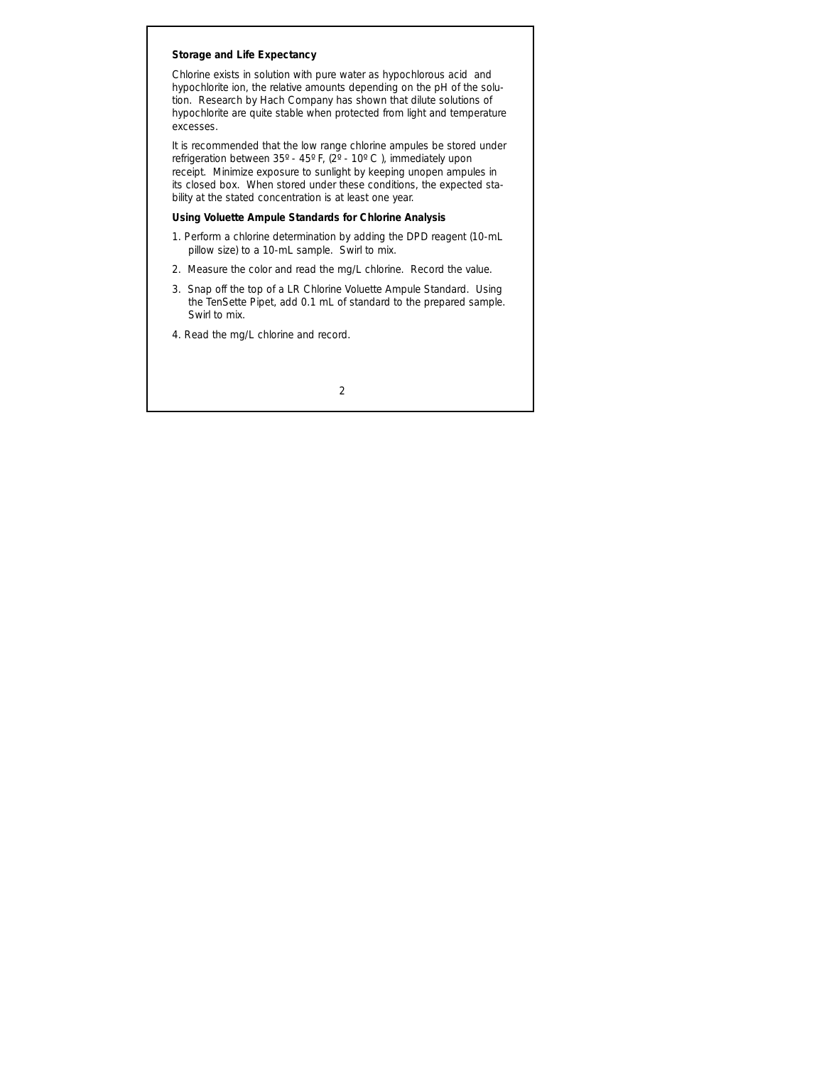### Storage and Life Expectancy

Chlorine exists in solution with pure water as hypochlorous acid and hypochlorite ion, the relative amounts depending on the pH of the solution. Research by Hach Company has shown that dilute solutions of hypochlorite are quite stable when protected from light and temperature excesses.

It is recommended that the low range chlorine ampules be stored under refrigeration between 35º - 45º F, (2º - 10º C ), immediately upon receipt. Minimize exposure to sunlight by keeping unopen ampules in its closed box. When stored under these conditions, the expected stability at the stated concentration is at least one year.

### Using Voluette Ampule Standards for Chlorine Analysis

1. Perform a chlorine determination by adding the DPD reagent (10-mL pillow size) to a 10-mL sample. Swirl to mix.
2. Measure the color and read the mg/L chlorine. Record the value.
3. Snap off the top of a LR Chlorine Voluette Ampule Standard. Using the TenSette Pipet, add 0.1 mL of standard to the prepared sample. Swirl to mix.
4. Read the mg/L chlorine and record.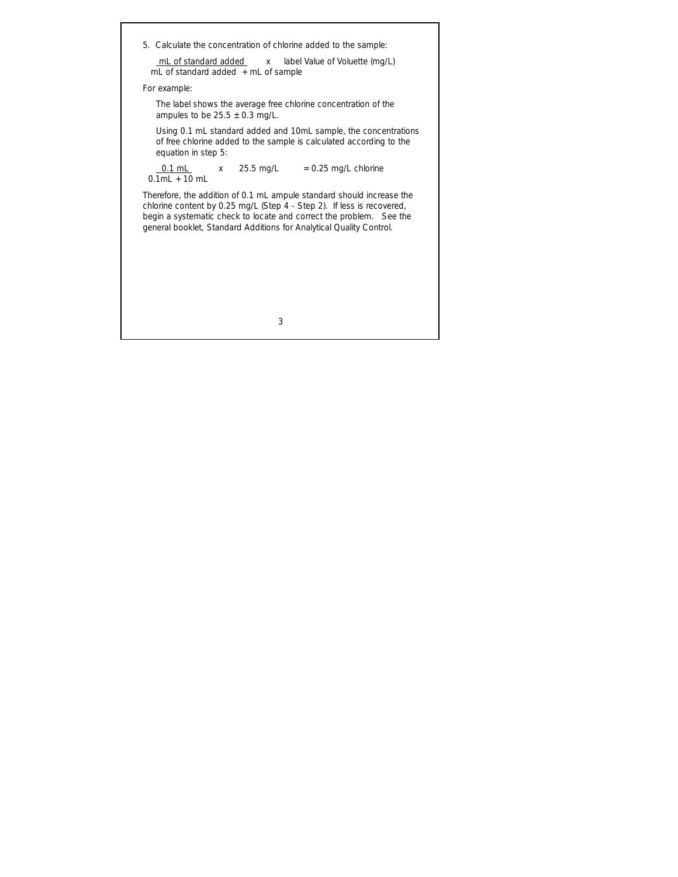5. Calculate the concentration of chlorine added to the sample:

$$\frac{\text{mL of standard added}}{\text{mL of standard added} + \text{mL of sample}} \times \text{label Value of Voluette (mg/L)}$$

For example:

The label shows the average free chlorine concentration of the ampules to be 25.5 ± 0.3 mg/L.

Using 0.1 mL standard added and 10mL sample, the concentrations of free chlorine added to the sample is calculated according to the equation in step 5:

$$\frac{0.1\text{ mL}}{0.1\text{mL} + 10\text{ mL}} \times 25.5\text{ mg/L} = 0.25\text{ mg/L chlorine}$$

Therefore, the addition of 0.1 mL ampule standard should increase the chlorine content by 0.25 mg/L (Step 4 - Step 2). If less is recovered, begin a systematic check to locate and correct the problem. See the general booklet, Standard Additions for Analytical Quality Control.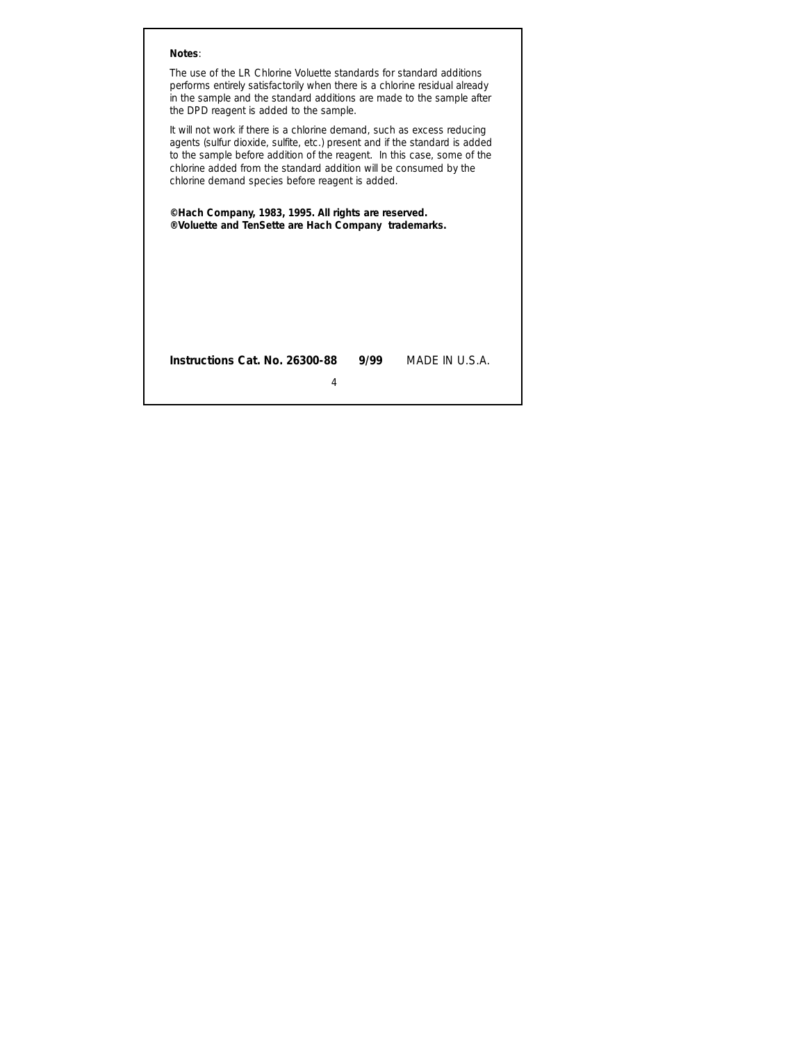**Notes**:

The use of the LR Chlorine Voluette standards for standard additions performs entirely satisfactorily when there is a chlorine residual already in the sample and the standard additions are made to the sample after the DPD reagent is added to the sample.

It will not work if there is a chlorine demand, such as excess reducing agents (sulfur dioxide, sulfite, etc.) present and if the standard is added to the sample before addition of the reagent. In this case, some of the chlorine added from the standard addition will be consumed by the chlorine demand species before reagent is added.

**©Hach Company, 1983, 1995. All rights are reserved.**
**®Voluette and TenSette are Hach Company trademarks.**

**Instructions Cat. No. 26300-88** **9/99** MADE IN U.S.A.